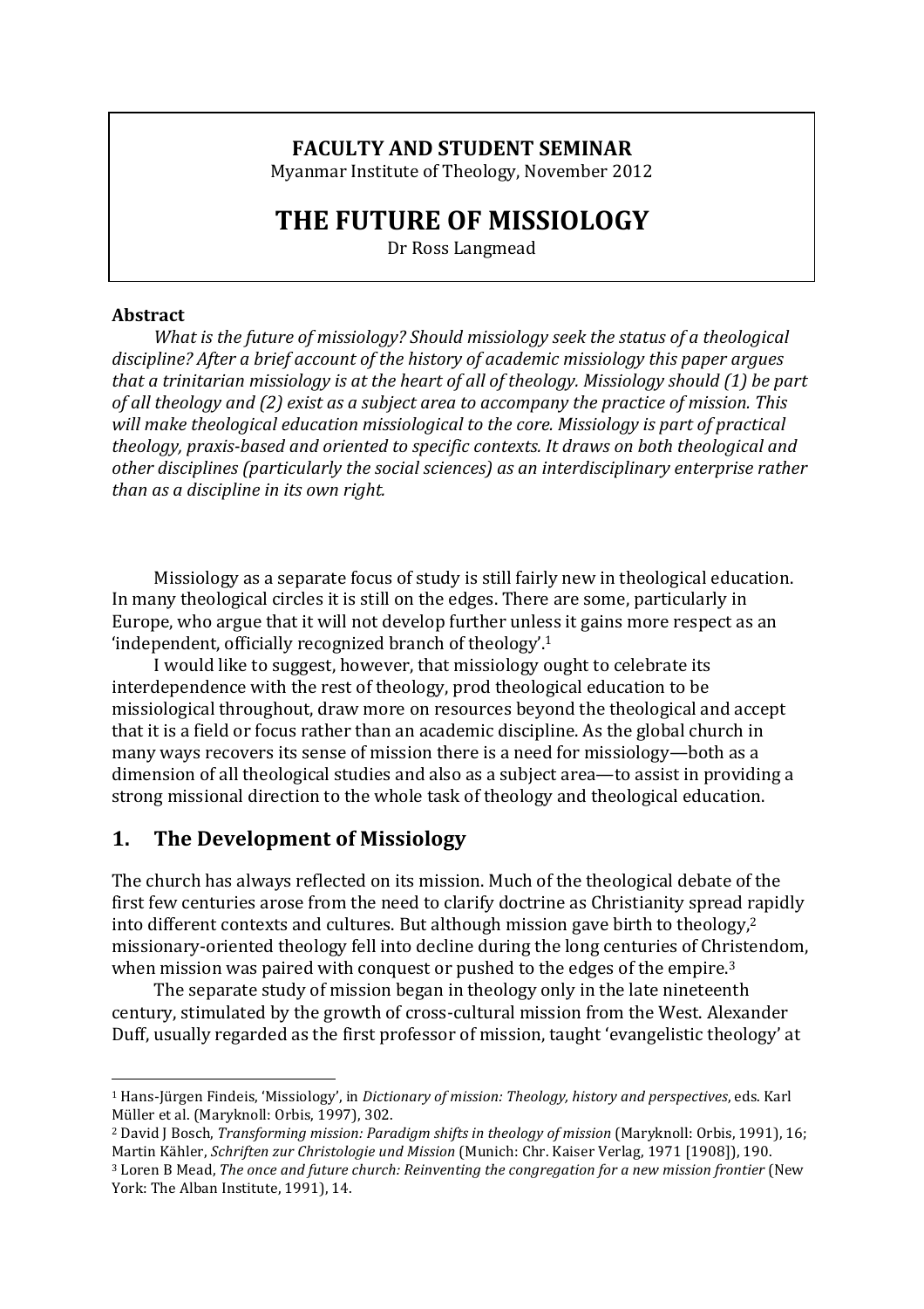**FACULTY AND STUDENT SEMINAR**

Myanmar Institute of Theology, November 2012

# THE FUTURE OF MISSIOLOGY

Dr Ross Langmead

**Abstract**

*What is the future of missiology? Should missiology seek the status of a theological discipline? After a brief account of the history of academic missiology this paper argues that a trinitarian missiology is at the heart of all of theology. Missiology should (1) be part of all theology and (2) exist as a subject area to accompany the practice of mission. This will make theological education missiological to the core. Missiology is part of practical theology, praxis-based and oriented to specific contexts. It draws on both theological and other disciplines (particularly the social sciences) as an interdisciplinary enterprise rather than as a discipline in its own right.*

Missiology as a separate focus of study is still fairly new in theological education. In many theological circles it is still on the edges. There are some, particularly in Europe, who argue that it will not develop further unless it gains more respect as an 'independent, officially recognized branch of theology'.[1]

I would like to suggest, however, that missiology ought to celebrate its interdependence with the rest of theology, prod theological education to be missiological throughout, draw more on resources beyond the theological and accept that it is a field or focus rather than an academic discipline. As the global church in many ways recovers its sense of mission there is a need for missiology—both as a dimension of all theological studies and also as a subject area—to assist in providing a strong missional direction to the whole task of theology and theological education.

## 1. The Development of Missiology

The church has always reflected on its mission. Much of the theological debate of the first few centuries arose from the need to clarify doctrine as Christianity spread rapidly into different contexts and cultures. But although mission gave birth to theology,[2] missionary-oriented theology fell into decline during the long centuries of Christendom, when mission was paired with conquest or pushed to the edges of the empire.[3]

The separate study of mission began in theology only in the late nineteenth century, stimulated by the growth of cross-cultural mission from the West. Alexander Duff, usually regarded as the first professor of mission, taught 'evangelistic theology' at

---

[1] Hans-Jürgen Findeis, 'Missiology', in *Dictionary of mission: Theology, history and perspectives*, eds. Karl Müller et al. (Maryknoll: Orbis, 1997), 302.

[2] David J Bosch, *Transforming mission: Paradigm shifts in theology of mission* (Maryknoll: Orbis, 1991), 16; Martin Kähler, *Schriften zur Christologie und Mission* (Munich: Chr. Kaiser Verlag, 1971 [1908]), 190.

[3] Loren B Mead, *The once and future church: Reinventing the congregation for a new mission frontier* (New York: The Alban Institute, 1991), 14.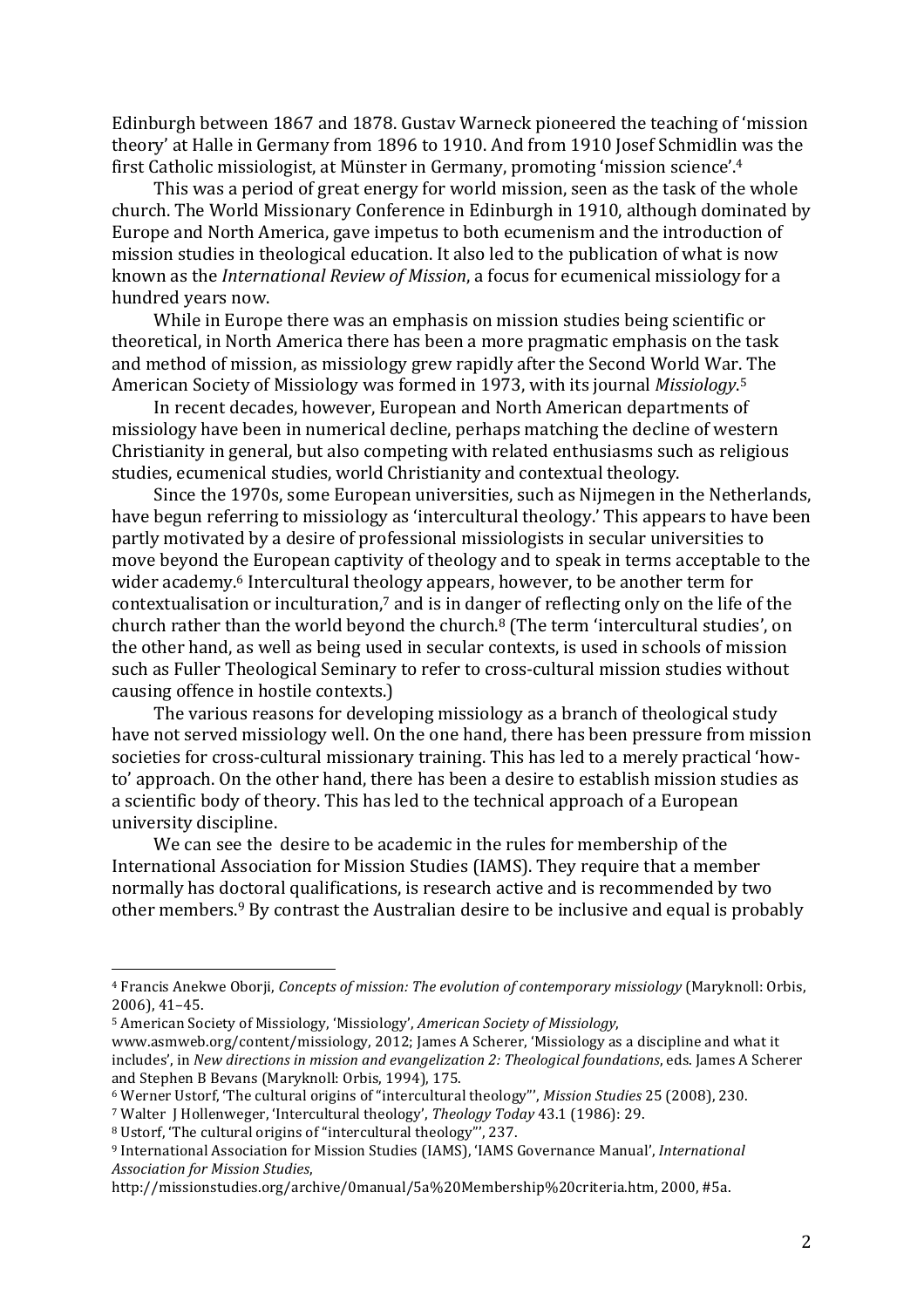Edinburgh between 1867 and 1878. Gustav Warneck pioneered the teaching of 'mission theory' at Halle in Germany from 1896 to 1910. And from 1910 Josef Schmidlin was the first Catholic missiologist, at Münster in Germany, promoting 'mission science'.[4]

This was a period of great energy for world mission, seen as the task of the whole church. The World Missionary Conference in Edinburgh in 1910, although dominated by Europe and North America, gave impetus to both ecumenism and the introduction of mission studies in theological education. It also led to the publication of what is now known as the *International Review of Mission*, a focus for ecumenical missiology for a hundred years now.

While in Europe there was an emphasis on mission studies being scientific or theoretical, in North America there has been a more pragmatic emphasis on the task and method of mission, as missiology grew rapidly after the Second World War. The American Society of Missiology was formed in 1973, with its journal *Missiology*.[5]

In recent decades, however, European and North American departments of missiology have been in numerical decline, perhaps matching the decline of western Christianity in general, but also competing with related enthusiasms such as religious studies, ecumenical studies, world Christianity and contextual theology.

Since the 1970s, some European universities, such as Nijmegen in the Netherlands, have begun referring to missiology as 'intercultural theology.' This appears to have been partly motivated by a desire of professional missiologists in secular universities to move beyond the European captivity of theology and to speak in terms acceptable to the wider academy.[6] Intercultural theology appears, however, to be another term for contextualisation or inculturation,[7] and is in danger of reflecting only on the life of the church rather than the world beyond the church.[8] (The term 'intercultural studies', on the other hand, as well as being used in secular contexts, is used in schools of mission such as Fuller Theological Seminary to refer to cross-cultural mission studies without causing offence in hostile contexts.)

The various reasons for developing missiology as a branch of theological study have not served missiology well. On the one hand, there has been pressure from mission societies for cross-cultural missionary training. This has led to a merely practical 'how-to' approach. On the other hand, there has been a desire to establish mission studies as a scientific body of theory. This has led to the technical approach of a European university discipline.

We can see the desire to be academic in the rules for membership of the International Association for Mission Studies (IAMS). They require that a member normally has doctoral qualifications, is research active and is recommended by two other members.[9] By contrast the Australian desire to be inclusive and equal is probably

---

[4] Francis Anekwe Oborji, *Concepts of mission: The evolution of contemporary missiology* (Maryknoll: Orbis, 2006), 41–45.

[5] American Society of Missiology, 'Missiology', *American Society of Missiology*, www.asmweb.org/content/missiology, 2012; James A Scherer, 'Missiology as a discipline and what it includes', in *New directions in mission and evangelization 2: Theological foundations*, eds. James A Scherer and Stephen B Bevans (Maryknoll: Orbis, 1994), 175.

[6] Werner Ustorf, 'The cultural origins of "intercultural theology"', *Mission Studies* 25 (2008), 230.

[7] Walter J Hollenweger, 'Intercultural theology', *Theology Today* 43.1 (1986): 29.

[8] Ustorf, 'The cultural origins of "intercultural theology"', 237.

[9] International Association for Mission Studies (IAMS), 'IAMS Governance Manual', *International Association for Mission Studies*, http://missionstudies.org/archive/0manual/5a%20Membership%20criteria.htm, 2000, #5a.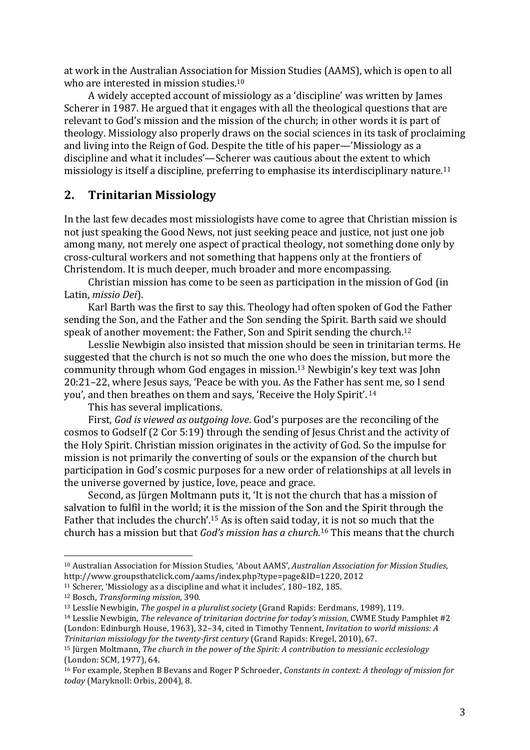at work in the Australian Association for Mission Studies (AAMS), which is open to all who are interested in mission studies.[10]

A widely accepted account of missiology as a 'discipline' was written by James Scherer in 1987. He argued that it engages with all the theological questions that are relevant to God's mission and the mission of the church; in other words it is part of theology. Missiology also properly draws on the social sciences in its task of proclaiming and living into the Reign of God. Despite the title of his paper—'Missiology as a discipline and what it includes'—Scherer was cautious about the extent to which missiology is itself a discipline, preferring to emphasise its interdisciplinary nature.[11]

## 2. Trinitarian Missiology

In the last few decades most missiologists have come to agree that Christian mission is not just speaking the Good News, not just seeking peace and justice, not just one job among many, not merely one aspect of practical theology, not something done only by cross-cultural workers and not something that happens only at the frontiers of Christendom. It is much deeper, much broader and more encompassing.

Christian mission has come to be seen as participation in the mission of God (in Latin, *missio Dei*).

Karl Barth was the first to say this. Theology had often spoken of God the Father sending the Son, and the Father and the Son sending the Spirit. Barth said we should speak of another movement: the Father, Son and Spirit sending the church.[12]

Lesslie Newbigin also insisted that mission should be seen in trinitarian terms. He suggested that the church is not so much the one who does the mission, but more the community through whom God engages in mission.[13] Newbigin's key text was John 20:21–22, where Jesus says, 'Peace be with you. As the Father has sent me, so I send you', and then breathes on them and says, 'Receive the Holy Spirit'.[14]

This has several implications.

First, *God is viewed as outgoing love*. God's purposes are the reconciling of the cosmos to Godself (2 Cor 5:19) through the sending of Jesus Christ and the activity of the Holy Spirit. Christian mission originates in the activity of God. So the impulse for mission is not primarily the converting of souls or the expansion of the church but participation in God's cosmic purposes for a new order of relationships at all levels in the universe governed by justice, love, peace and grace.

Second, as Jürgen Moltmann puts it, 'It is not the church that has a mission of salvation to fulfil in the world; it is the mission of the Son and the Spirit through the Father that includes the church'.[15] As is often said today, it is not so much that the church has a mission but that *God's mission has a church*.[16] This means that the church

---

[10] Australian Association for Mission Studies, 'About AAMS', *Australian Association for Mission Studies*, http://www.groupsthatclick.com/aams/index.php?type=page&ID=1220, 2012

[11] Scherer, 'Missiology as a discipline and what it includes', 180–182, 185.

[12] Bosch, *Transforming mission*, 390.

[13] Lesslie Newbigin, *The gospel in a pluralist society* (Grand Rapids: Eerdmans, 1989), 119.

[14] Lesslie Newbigin, *The relevance of trinitarian doctrine for today's mission*, CWME Study Pamphlet #2 (London: Edinburgh House, 1963), 32–34, cited in Timothy Tennent, *Invitation to world missions: A Trinitarian missiology for the twenty-first century* (Grand Rapids: Kregel, 2010), 67.

[15] Jürgen Moltmann, *The church in the power of the Spirit: A contribution to messianic ecclesiology* (London: SCM, 1977), 64.

[16] For example, Stephen B Bevans and Roger P Schroeder, *Constants in context: A theology of mission for today* (Maryknoll: Orbis, 2004), 8.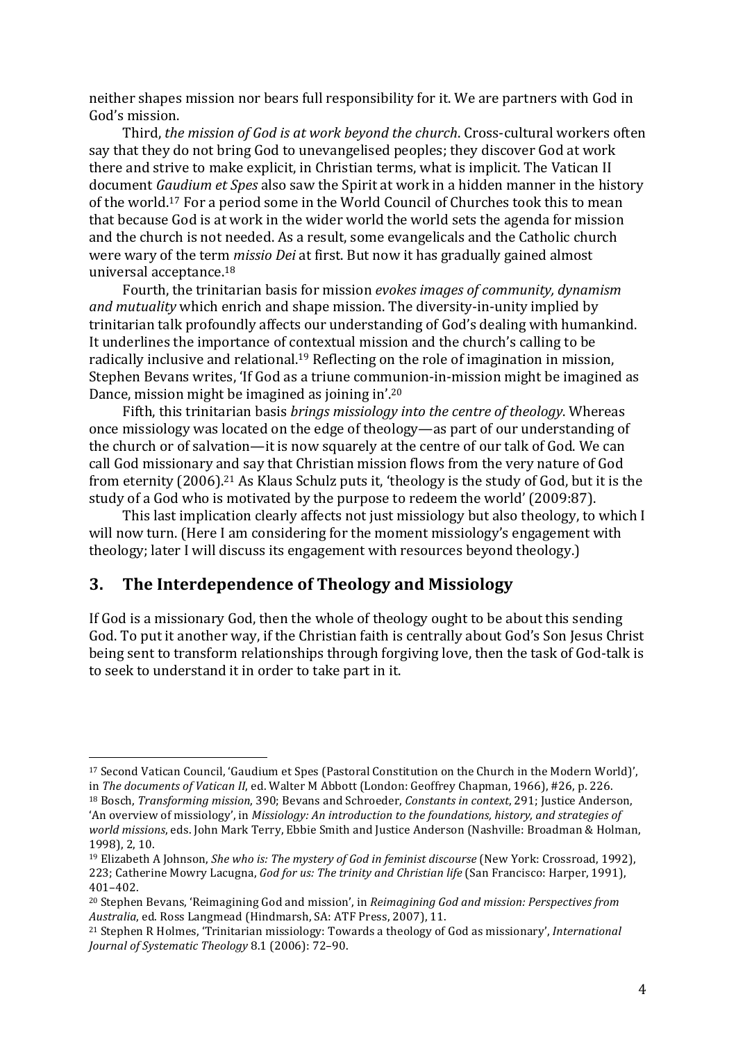neither shapes mission nor bears full responsibility for it. We are partners with God in God's mission.

Third, *the mission of God is at work beyond the church*. Cross-cultural workers often say that they do not bring God to unevangelised peoples; they discover God at work there and strive to make explicit, in Christian terms, what is implicit. The Vatican II document *Gaudium et Spes* also saw the Spirit at work in a hidden manner in the history of the world.[17] For a period some in the World Council of Churches took this to mean that because God is at work in the wider world the world sets the agenda for mission and the church is not needed. As a result, some evangelicals and the Catholic church were wary of the term *missio Dei* at first. But now it has gradually gained almost universal acceptance.[18]

Fourth, the trinitarian basis for mission *evokes images of community, dynamism and mutuality* which enrich and shape mission. The diversity-in-unity implied by trinitarian talk profoundly affects our understanding of God's dealing with humankind. It underlines the importance of contextual mission and the church's calling to be radically inclusive and relational.[19] Reflecting on the role of imagination in mission, Stephen Bevans writes, 'If God as a triune communion-in-mission might be imagined as Dance, mission might be imagined as joining in'.[20]

Fifth, this trinitarian basis *brings missiology into the centre of theology*. Whereas once missiology was located on the edge of theology—as part of our understanding of the church or of salvation—it is now squarely at the centre of our talk of God. We can call God missionary and say that Christian mission flows from the very nature of God from eternity (2006).[21] As Klaus Schulz puts it, 'theology is the study of God, but it is the study of a God who is motivated by the purpose to redeem the world' (2009:87).

This last implication clearly affects not just missiology but also theology, to which I will now turn. (Here I am considering for the moment missiology's engagement with theology; later I will discuss its engagement with resources beyond theology.)

## 3. The Interdependence of Theology and Missiology

If God is a missionary God, then the whole of theology ought to be about this sending God. To put it another way, if the Christian faith is centrally about God's Son Jesus Christ being sent to transform relationships through forgiving love, then the task of God-talk is to seek to understand it in order to take part in it.

---

[17] Second Vatican Council, 'Gaudium et Spes (Pastoral Constitution on the Church in the Modern World)', in *The documents of Vatican II*, ed. Walter M Abbott (London: Geoffrey Chapman, 1966), #26, p. 226.

[18] Bosch, *Transforming mission*, 390; Bevans and Schroeder, *Constants in context*, 291; Justice Anderson, 'An overview of missiology', in *Missiology: An introduction to the foundations, history, and strategies of world missions*, eds. John Mark Terry, Ebbie Smith and Justice Anderson (Nashville: Broadman & Holman, 1998), 2, 10.

[19] Elizabeth A Johnson, *She who is: The mystery of God in feminist discourse* (New York: Crossroad, 1992), 223; Catherine Mowry Lacugna, *God for us: The trinity and Christian life* (San Francisco: Harper, 1991), 401–402.

[20] Stephen Bevans, 'Reimagining God and mission', in *Reimagining God and mission: Perspectives from Australia*, ed. Ross Langmead (Hindmarsh, SA: ATF Press, 2007), 11.

[21] Stephen R Holmes, 'Trinitarian missiology: Towards a theology of God as missionary', *International Journal of Systematic Theology* 8.1 (2006): 72–90.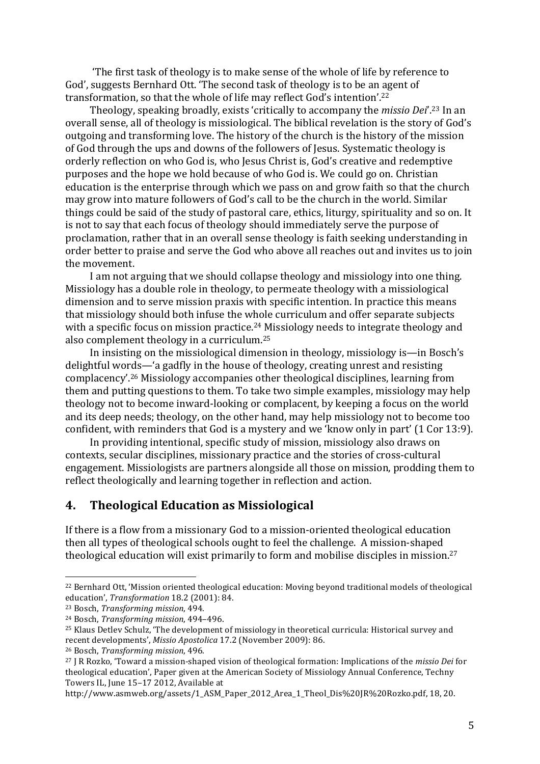'The first task of theology is to make sense of the whole of life by reference to God', suggests Bernhard Ott. 'The second task of theology is to be an agent of transformation, so that the whole of life may reflect God's intention'.[22]

Theology, speaking broadly, exists 'critically to accompany the *missio Dei*'.[23] In an overall sense, all of theology is missiological. The biblical revelation is the story of God's outgoing and transforming love. The history of the church is the history of the mission of God through the ups and downs of the followers of Jesus. Systematic theology is orderly reflection on who God is, who Jesus Christ is, God's creative and redemptive purposes and the hope we hold because of who God is. We could go on. Christian education is the enterprise through which we pass on and grow faith so that the church may grow into mature followers of God's call to be the church in the world. Similar things could be said of the study of pastoral care, ethics, liturgy, spirituality and so on. It is not to say that each focus of theology should immediately serve the purpose of proclamation, rather that in an overall sense theology is faith seeking understanding in order better to praise and serve the God who above all reaches out and invites us to join the movement.

I am not arguing that we should collapse theology and missiology into one thing. Missiology has a double role in theology, to permeate theology with a missiological dimension and to serve mission praxis with specific intention. In practice this means that missiology should both infuse the whole curriculum and offer separate subjects with a specific focus on mission practice.[24] Missiology needs to integrate theology and also complement theology in a curriculum.[25]

In insisting on the missiological dimension in theology, missiology is—in Bosch's delightful words—'a gadfly in the house of theology, creating unrest and resisting complacency'.[26] Missiology accompanies other theological disciplines, learning from them and putting questions to them. To take two simple examples, missiology may help theology not to become inward-looking or complacent, by keeping a focus on the world and its deep needs; theology, on the other hand, may help missiology not to become too confident, with reminders that God is a mystery and we 'know only in part' (1 Cor 13:9).

In providing intentional, specific study of mission, missiology also draws on contexts, secular disciplines, missionary practice and the stories of cross-cultural engagement. Missiologists are partners alongside all those on mission, prodding them to reflect theologically and learning together in reflection and action.

## 4. Theological Education as Missiological

If there is a flow from a missionary God to a mission-oriented theological education then all types of theological schools ought to feel the challenge. A mission-shaped theological education will exist primarily to form and mobilise disciples in mission.[27]

---

[22] Bernhard Ott, 'Mission oriented theological education: Moving beyond traditional models of theological education', *Transformation* 18.2 (2001): 84.

[23] Bosch, *Transforming mission*, 494.

[24] Bosch, *Transforming mission*, 494–496.

[25] Klaus Detlev Schulz, 'The development of missiology in theoretical curricula: Historical survey and recent developments', *Missio Apostolica* 17.2 (November 2009): 86.

[26] Bosch, *Transforming mission*, 496.

[27] J R Rozko, 'Toward a mission-shaped vision of theological formation: Implications of the *missio Dei* for theological education', Paper given at the American Society of Missiology Annual Conference, Techny Towers IL, June 15–17 2012, Available at http://www.asmweb.org/assets/1_ASM_Paper_2012_Area_1_Theol_Dis%20JR%20Rozko.pdf, 18, 20.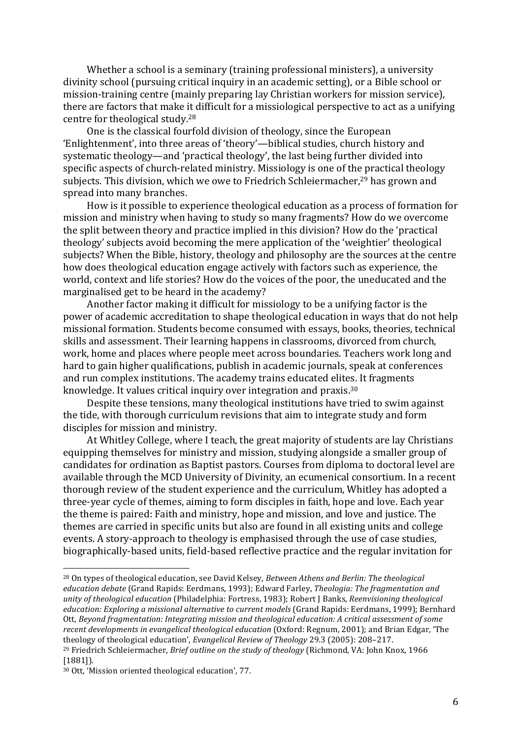Whether a school is a seminary (training professional ministers), a university divinity school (pursuing critical inquiry in an academic setting), or a Bible school or mission-training centre (mainly preparing lay Christian workers for mission service), there are factors that make it difficult for a missiological perspective to act as a unifying centre for theological study.[28]

One is the classical fourfold division of theology, since the European 'Enlightenment', into three areas of 'theory'—biblical studies, church history and systematic theology—and 'practical theology', the last being further divided into specific aspects of church-related ministry. Missiology is one of the practical theology subjects. This division, which we owe to Friedrich Schleiermacher,[29] has grown and spread into many branches.

How is it possible to experience theological education as a process of formation for mission and ministry when having to study so many fragments? How do we overcome the split between theory and practice implied in this division? How do the 'practical theology' subjects avoid becoming the mere application of the 'weightier' theological subjects? When the Bible, history, theology and philosophy are the sources at the centre how does theological education engage actively with factors such as experience, the world, context and life stories? How do the voices of the poor, the uneducated and the marginalised get to be heard in the academy?

Another factor making it difficult for missiology to be a unifying factor is the power of academic accreditation to shape theological education in ways that do not help missional formation. Students become consumed with essays, books, theories, technical skills and assessment. Their learning happens in classrooms, divorced from church, work, home and places where people meet across boundaries. Teachers work long and hard to gain higher qualifications, publish in academic journals, speak at conferences and run complex institutions. The academy trains educated elites. It fragments knowledge. It values critical inquiry over integration and praxis.[30]

Despite these tensions, many theological institutions have tried to swim against the tide, with thorough curriculum revisions that aim to integrate study and form disciples for mission and ministry.

At Whitley College, where I teach, the great majority of students are lay Christians equipping themselves for ministry and mission, studying alongside a smaller group of candidates for ordination as Baptist pastors. Courses from diploma to doctoral level are available through the MCD University of Divinity, an ecumenical consortium. In a recent thorough review of the student experience and the curriculum, Whitley has adopted a three-year cycle of themes, aiming to form disciples in faith, hope and love. Each year the theme is paired: Faith and ministry, hope and mission, and love and justice. The themes are carried in specific units but also are found in all existing units and college events. A story-approach to theology is emphasised through the use of case studies, biographically-based units, field-based reflective practice and the regular invitation for

---

[28] On types of theological education, see David Kelsey, *Between Athens and Berlin: The theological education debate* (Grand Rapids: Eerdmans, 1993); Edward Farley, *Theologia: The fragmentation and unity of theological education* (Philadelphia: Fortress, 1983); Robert J Banks, *Reenvisioning theological education: Exploring a missional alternative to current models* (Grand Rapids: Eerdmans, 1999); Bernhard Ott, *Beyond fragmentation: Integrating mission and theological education: A critical assessment of some recent developments in evangelical theological education* (Oxford: Regnum, 2001); and Brian Edgar, 'The theology of theological education', *Evangelical Review of Theology* 29.3 (2005): 208–217.

[29] Friedrich Schleiermacher, *Brief outline on the study of theology* (Richmond, VA: John Knox, 1966 [1881]).

[30] Ott, 'Mission oriented theological education', 77.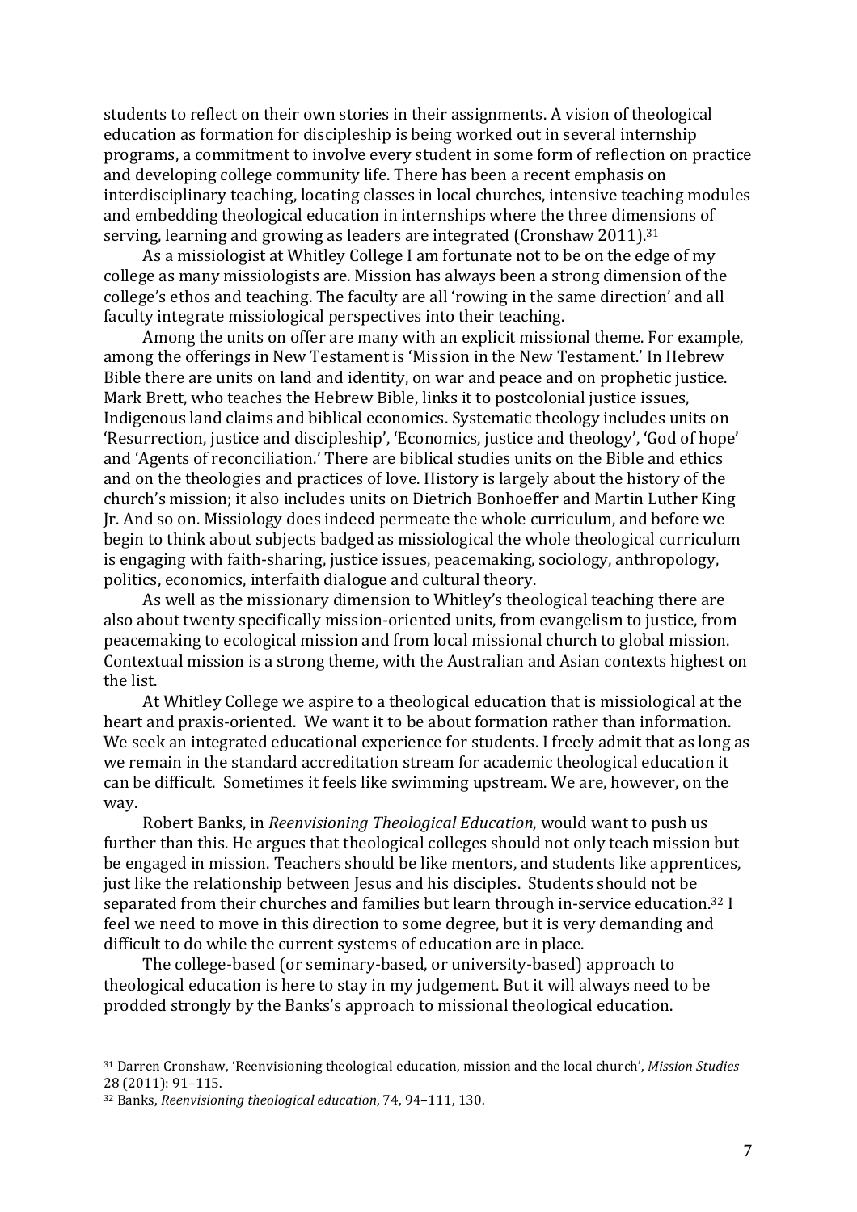students to reflect on their own stories in their assignments. A vision of theological education as formation for discipleship is being worked out in several internship programs, a commitment to involve every student in some form of reflection on practice and developing college community life. There has been a recent emphasis on interdisciplinary teaching, locating classes in local churches, intensive teaching modules and embedding theological education in internships where the three dimensions of serving, learning and growing as leaders are integrated (Cronshaw 2011).[31]

As a missiologist at Whitley College I am fortunate not to be on the edge of my college as many missiologists are. Mission has always been a strong dimension of the college's ethos and teaching. The faculty are all 'rowing in the same direction' and all faculty integrate missiological perspectives into their teaching.

Among the units on offer are many with an explicit missional theme. For example, among the offerings in New Testament is 'Mission in the New Testament.' In Hebrew Bible there are units on land and identity, on war and peace and on prophetic justice. Mark Brett, who teaches the Hebrew Bible, links it to postcolonial justice issues, Indigenous land claims and biblical economics. Systematic theology includes units on 'Resurrection, justice and discipleship', 'Economics, justice and theology', 'God of hope' and 'Agents of reconciliation.' There are biblical studies units on the Bible and ethics and on the theologies and practices of love. History is largely about the history of the church's mission; it also includes units on Dietrich Bonhoeffer and Martin Luther King Jr. And so on. Missiology does indeed permeate the whole curriculum, and before we begin to think about subjects badged as missiological the whole theological curriculum is engaging with faith-sharing, justice issues, peacemaking, sociology, anthropology, politics, economics, interfaith dialogue and cultural theory.

As well as the missionary dimension to Whitley's theological teaching there are also about twenty specifically mission-oriented units, from evangelism to justice, from peacemaking to ecological mission and from local missional church to global mission. Contextual mission is a strong theme, with the Australian and Asian contexts highest on the list.

At Whitley College we aspire to a theological education that is missiological at the heart and praxis-oriented. We want it to be about formation rather than information. We seek an integrated educational experience for students. I freely admit that as long as we remain in the standard accreditation stream for academic theological education it can be difficult. Sometimes it feels like swimming upstream. We are, however, on the way.

Robert Banks, in *Reenvisioning Theological Education*, would want to push us further than this. He argues that theological colleges should not only teach mission but be engaged in mission. Teachers should be like mentors, and students like apprentices, just like the relationship between Jesus and his disciples. Students should not be separated from their churches and families but learn through in-service education.[32] I feel we need to move in this direction to some degree, but it is very demanding and difficult to do while the current systems of education are in place.

The college-based (or seminary-based, or university-based) approach to theological education is here to stay in my judgement. But it will always need to be prodded strongly by the Banks's approach to missional theological education.

---

[31] Darren Cronshaw, 'Reenvisioning theological education, mission and the local church', *Mission Studies* 28 (2011): 91–115.

[32] Banks, *Reenvisioning theological education*, 74, 94–111, 130.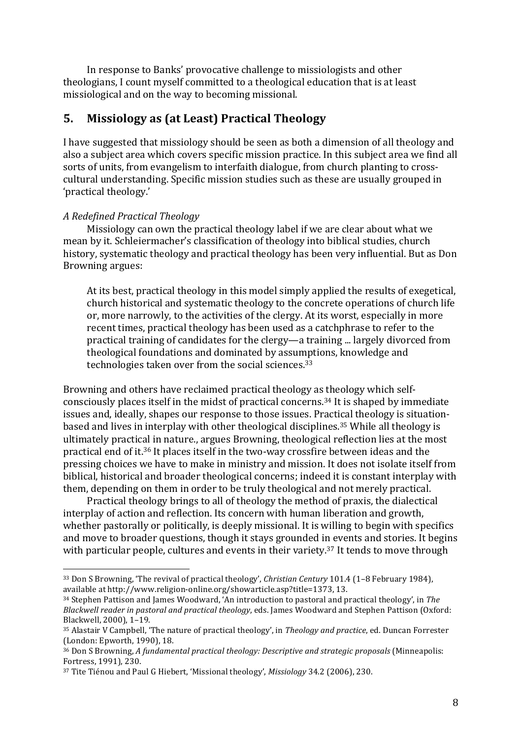In response to Banks' provocative challenge to missiologists and other theologians, I count myself committed to a theological education that is at least missiological and on the way to becoming missional.

## 5. Missiology as (at Least) Practical Theology

I have suggested that missiology should be seen as both a dimension of all theology and also a subject area which covers specific mission practice. In this subject area we find all sorts of units, from evangelism to interfaith dialogue, from church planting to cross-cultural understanding. Specific mission studies such as these are usually grouped in 'practical theology.'

*A Redefined Practical Theology*

Missiology can own the practical theology label if we are clear about what we mean by it. Schleiermacher's classification of theology into biblical studies, church history, systematic theology and practical theology has been very influential. But as Don Browning argues:

> At its best, practical theology in this model simply applied the results of exegetical, church historical and systematic theology to the concrete operations of church life or, more narrowly, to the activities of the clergy. At its worst, especially in more recent times, practical theology has been used as a catchphrase to refer to the practical training of candidates for the clergy—a training ... largely divorced from theological foundations and dominated by assumptions, knowledge and technologies taken over from the social sciences.[33]

Browning and others have reclaimed practical theology as theology which self-consciously places itself in the midst of practical concerns.[34] It is shaped by immediate issues and, ideally, shapes our response to those issues. Practical theology is situation-based and lives in interplay with other theological disciplines.[35] While all theology is ultimately practical in nature., argues Browning, theological reflection lies at the most practical end of it.[36] It places itself in the two-way crossfire between ideas and the pressing choices we have to make in ministry and mission. It does not isolate itself from biblical, historical and broader theological concerns; indeed it is constant interplay with them, depending on them in order to be truly theological and not merely practical.

Practical theology brings to all of theology the method of praxis, the dialectical interplay of action and reflection. Its concern with human liberation and growth, whether pastorally or politically, is deeply missional. It is willing to begin with specifics and move to broader questions, though it stays grounded in events and stories. It begins with particular people, cultures and events in their variety.[37] It tends to move through

---

[33] Don S Browning, 'The revival of practical theology', *Christian Century* 101.4 (1–8 February 1984), available at http://www.religion-online.org/showarticle.asp?title=1373, 13.

[34] Stephen Pattison and James Woodward, 'An introduction to pastoral and practical theology', in *The Blackwell reader in pastoral and practical theology*, eds. James Woodward and Stephen Pattison (Oxford: Blackwell, 2000), 1–19.

[35] Alastair V Campbell, 'The nature of practical theology', in *Theology and practice*, ed. Duncan Forrester (London: Epworth, 1990), 18.

[36] Don S Browning, *A fundamental practical theology: Descriptive and strategic proposals* (Minneapolis: Fortress, 1991), 230.

[37] Tite Tiénou and Paul G Hiebert, 'Missional theology', *Missiology* 34.2 (2006), 230.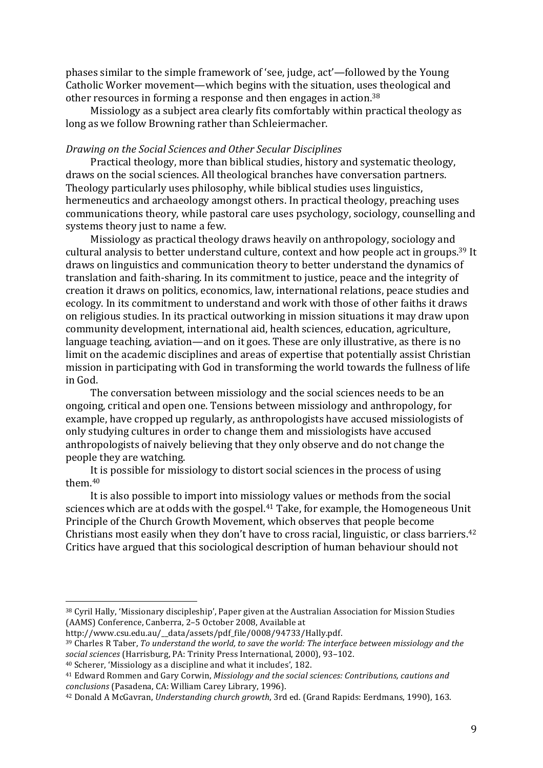phases similar to the simple framework of 'see, judge, act'—followed by the Young Catholic Worker movement—which begins with the situation, uses theological and other resources in forming a response and then engages in action.[38]

Missiology as a subject area clearly fits comfortably within practical theology as long as we follow Browning rather than Schleiermacher.

*Drawing on the Social Sciences and Other Secular Disciplines*

Practical theology, more than biblical studies, history and systematic theology, draws on the social sciences. All theological branches have conversation partners. Theology particularly uses philosophy, while biblical studies uses linguistics, hermeneutics and archaeology amongst others. In practical theology, preaching uses communications theory, while pastoral care uses psychology, sociology, counselling and systems theory just to name a few.

Missiology as practical theology draws heavily on anthropology, sociology and cultural analysis to better understand culture, context and how people act in groups.[39] It draws on linguistics and communication theory to better understand the dynamics of translation and faith-sharing. In its commitment to justice, peace and the integrity of creation it draws on politics, economics, law, international relations, peace studies and ecology. In its commitment to understand and work with those of other faiths it draws on religious studies. In its practical outworking in mission situations it may draw upon community development, international aid, health sciences, education, agriculture, language teaching, aviation—and on it goes. These are only illustrative, as there is no limit on the academic disciplines and areas of expertise that potentially assist Christian mission in participating with God in transforming the world towards the fullness of life in God.

The conversation between missiology and the social sciences needs to be an ongoing, critical and open one. Tensions between missiology and anthropology, for example, have cropped up regularly, as anthropologists have accused missiologists of only studying cultures in order to change them and missiologists have accused anthropologists of naively believing that they only observe and do not change the people they are watching.

It is possible for missiology to distort social sciences in the process of using them.[40]

It is also possible to import into missiology values or methods from the social sciences which are at odds with the gospel.[41] Take, for example, the Homogeneous Unit Principle of the Church Growth Movement, which observes that people become Christians most easily when they don't have to cross racial, linguistic, or class barriers.[42] Critics have argued that this sociological description of human behaviour should not

---

[38] Cyril Hally, 'Missionary discipleship', Paper given at the Australian Association for Mission Studies (AAMS) Conference, Canberra, 2–5 October 2008, Available at http://www.csu.edu.au/__data/assets/pdf_file/0008/94733/Hally.pdf.

[39] Charles R Taber, *To understand the world, to save the world: The interface between missiology and the social sciences* (Harrisburg, PA: Trinity Press International, 2000), 93–102.

[40] Scherer, 'Missiology as a discipline and what it includes', 182.

[41] Edward Rommen and Gary Corwin, *Missiology and the social sciences: Contributions, cautions and conclusions* (Pasadena, CA: William Carey Library, 1996).

[42] Donald A McGavran, *Understanding church growth*, 3rd ed. (Grand Rapids: Eerdmans, 1990), 163.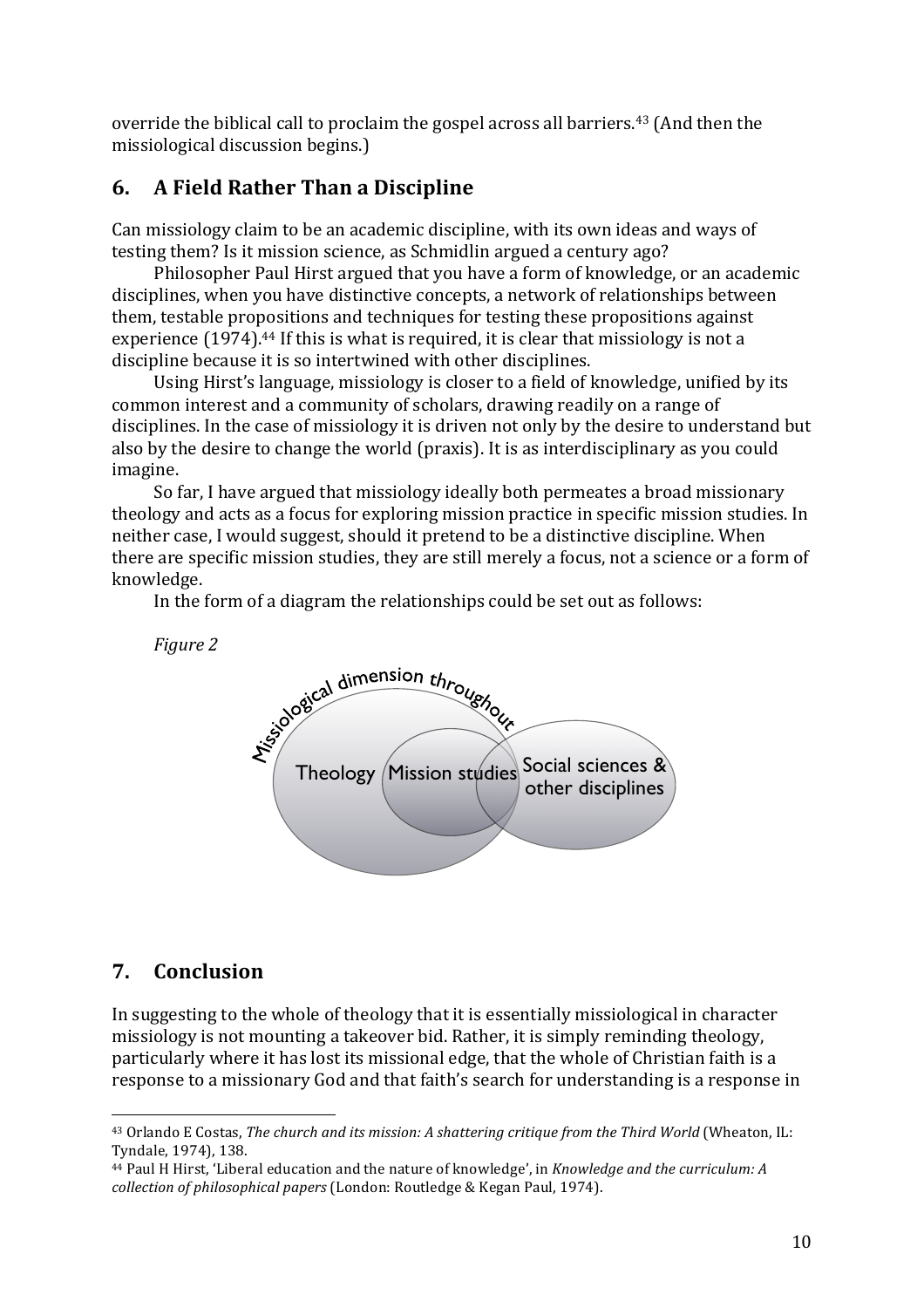override the biblical call to proclaim the gospel across all barriers.[43] (And then the missiological discussion begins.)

## 6. A Field Rather Than a Discipline

Can missiology claim to be an academic discipline, with its own ideas and ways of testing them? Is it mission science, as Schmidlin argued a century ago?

Philosopher Paul Hirst argued that you have a form of knowledge, or an academic disciplines, when you have distinctive concepts, a network of relationships between them, testable propositions and techniques for testing these propositions against experience (1974).[44] If this is what is required, it is clear that missiology is not a discipline because it is so intertwined with other disciplines.

Using Hirst's language, missiology is closer to a field of knowledge, unified by its common interest and a community of scholars, drawing readily on a range of disciplines. In the case of missiology it is driven not only by the desire to understand but also by the desire to change the world (praxis). It is as interdisciplinary as you could imagine.

So far, I have argued that missiology ideally both permeates a broad missionary theology and acts as a focus for exploring mission practice in specific mission studies. In neither case, I would suggest, should it pretend to be a distinctive discipline. When there are specific mission studies, they are still merely a focus, not a science or a form of knowledge.

In the form of a diagram the relationships could be set out as follows:

*Figure 2*

Missiological dimension throughout

Theology | Mission studies | Social sciences & other disciplines

## 7. Conclusion

In suggesting to the whole of theology that it is essentially missiological in character missiology is not mounting a takeover bid. Rather, it is simply reminding theology, particularly where it has lost its missional edge, that the whole of Christian faith is a response to a missionary God and that faith's search for understanding is a response in

---

[43] Orlando E Costas, *The church and its mission: A shattering critique from the Third World* (Wheaton, IL: Tyndale, 1974), 138.

[44] Paul H Hirst, 'Liberal education and the nature of knowledge', in *Knowledge and the curriculum: A collection of philosophical papers* (London: Routledge & Kegan Paul, 1974).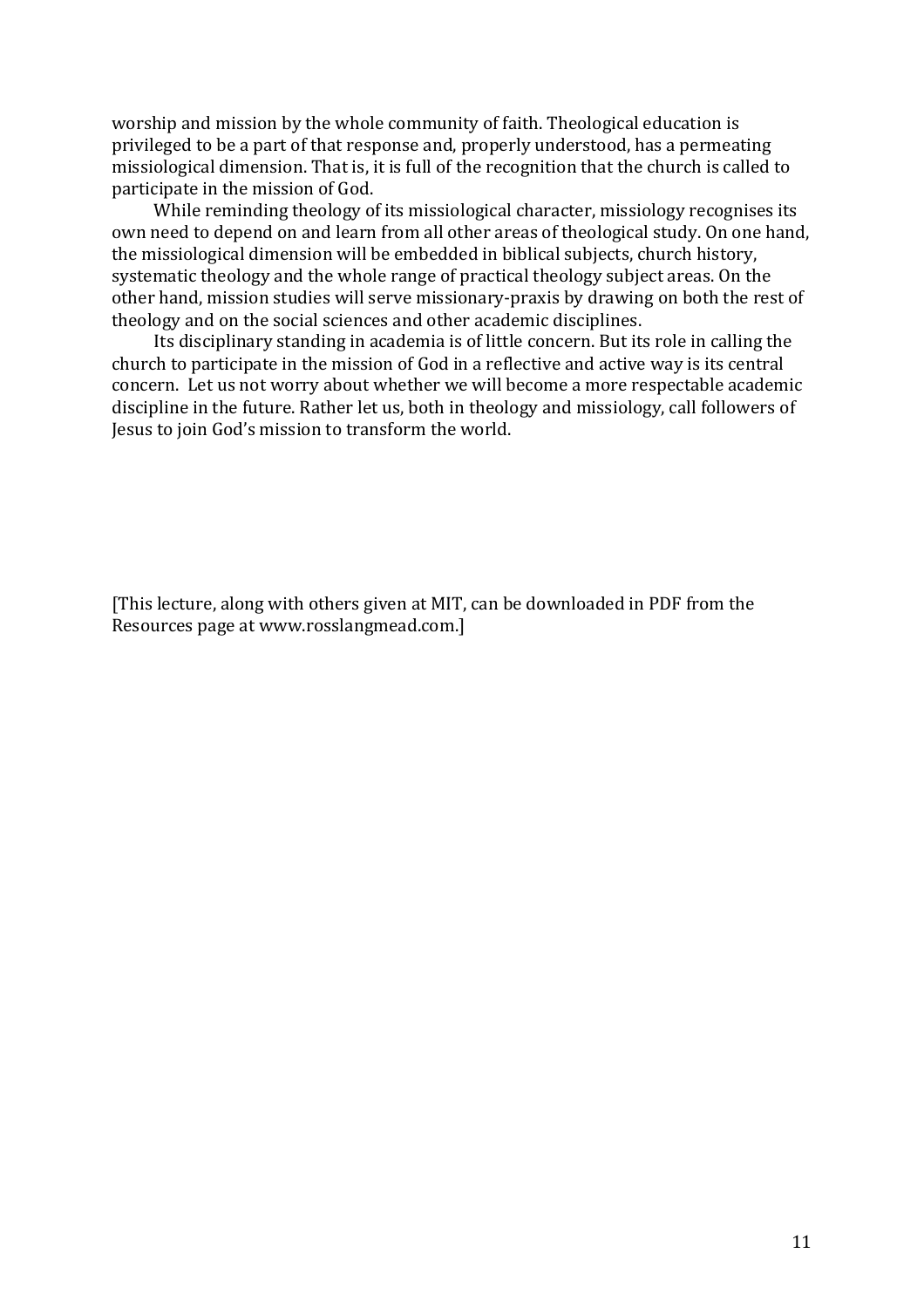worship and mission by the whole community of faith. Theological education is privileged to be a part of that response and, properly understood, has a permeating missiological dimension. That is, it is full of the recognition that the church is called to participate in the mission of God.

While reminding theology of its missiological character, missiology recognises its own need to depend on and learn from all other areas of theological study. On one hand, the missiological dimension will be embedded in biblical subjects, church history, systematic theology and the whole range of practical theology subject areas. On the other hand, mission studies will serve missionary-praxis by drawing on both the rest of theology and on the social sciences and other academic disciplines.

Its disciplinary standing in academia is of little concern. But its role in calling the church to participate in the mission of God in a reflective and active way is its central concern. Let us not worry about whether we will become a more respectable academic discipline in the future. Rather let us, both in theology and missiology, call followers of Jesus to join God's mission to transform the world.

[This lecture, along with others given at MIT, can be downloaded in PDF from the Resources page at www.rosslangmead.com.]